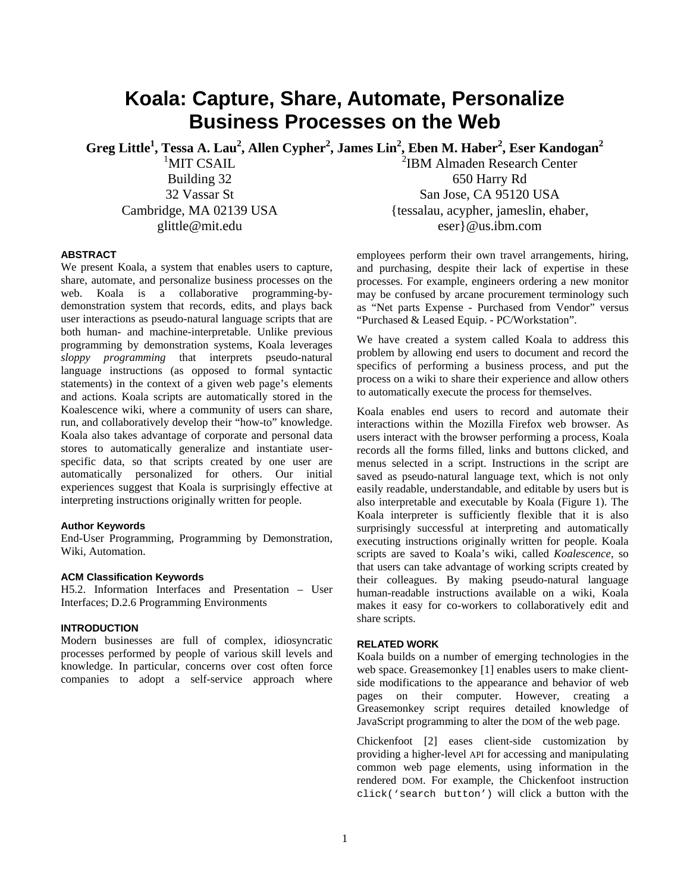# Koala: Capture, Share, Automate, Personalize Business Processes on the Web

**Greg Little[1], Tessa A. Lau[2], Allen Cypher[2], James Lin[2], Eben M. Haber[2], Eser Kandogan[2]**

[1]MIT CSAIL
Building 32
32 Vassar St
Cambridge, MA 02139 USA
glittle@mit.edu

[2]IBM Almaden Research Center
650 Harry Rd
San Jose, CA 95120 USA
{tessalau, acypher, jameslin, ehaber, eser}@us.ibm.com

### ABSTRACT

We present Koala, a system that enables users to capture, share, automate, and personalize business processes on the web. Koala is a collaborative programming-by-demonstration system that records, edits, and plays back user interactions as pseudo-natural language scripts that are both human- and machine-interpretable. Unlike previous programming by demonstration systems, Koala leverages *sloppy programming* that interprets pseudo-natural language instructions (as opposed to formal syntactic statements) in the context of a given web page's elements and actions. Koala scripts are automatically stored in the Koalescence wiki, where a community of users can share, run, and collaboratively develop their "how-to" knowledge. Koala also takes advantage of corporate and personal data stores to automatically generalize and instantiate user-specific data, so that scripts created by one user are automatically personalized for others. Our initial experiences suggest that Koala is surprisingly effective at interpreting instructions originally written for people.

#### Author Keywords

End-User Programming, Programming by Demonstration, Wiki, Automation.

#### ACM Classification Keywords

H5.2. Information Interfaces and Presentation – User Interfaces; D.2.6 Programming Environments

### INTRODUCTION

Modern businesses are full of complex, idiosyncratic processes performed by people of various skill levels and knowledge. In particular, concerns over cost often force companies to adopt a self-service approach where employees perform their own travel arrangements, hiring, and purchasing, despite their lack of expertise in these processes. For example, engineers ordering a new monitor may be confused by arcane procurement terminology such as "Net parts Expense - Purchased from Vendor" versus "Purchased & Leased Equip. - PC/Workstation".

We have created a system called Koala to address this problem by allowing end users to document and record the specifics of performing a business process, and put the process on a wiki to share their experience and allow others to automatically execute the process for themselves.

Koala enables end users to record and automate their interactions within the Mozilla Firefox web browser. As users interact with the browser performing a process, Koala records all the forms filled, links and buttons clicked, and menus selected in a script. Instructions in the script are saved as pseudo-natural language text, which is not only easily readable, understandable, and editable by users but is also interpretable and executable by Koala (Figure 1). The Koala interpreter is sufficiently flexible that it is also surprisingly successful at interpreting and automatically executing instructions originally written for people. Koala scripts are saved to Koala's wiki, called *Koalescence*, so that users can take advantage of working scripts created by their colleagues. By making pseudo-natural language human-readable instructions available on a wiki, Koala makes it easy for co-workers to collaboratively edit and share scripts.

### RELATED WORK

Koala builds on a number of emerging technologies in the web space. Greasemonkey [1] enables users to make client-side modifications to the appearance and behavior of web pages on their computer. However, creating a Greasemonkey script requires detailed knowledge of JavaScript programming to alter the DOM of the web page.

Chickenfoot [2] eases client-side customization by providing a higher-level API for accessing and manipulating common web page elements, using information in the rendered DOM. For example, the Chickenfoot instruction `click('search button')` will click a button with the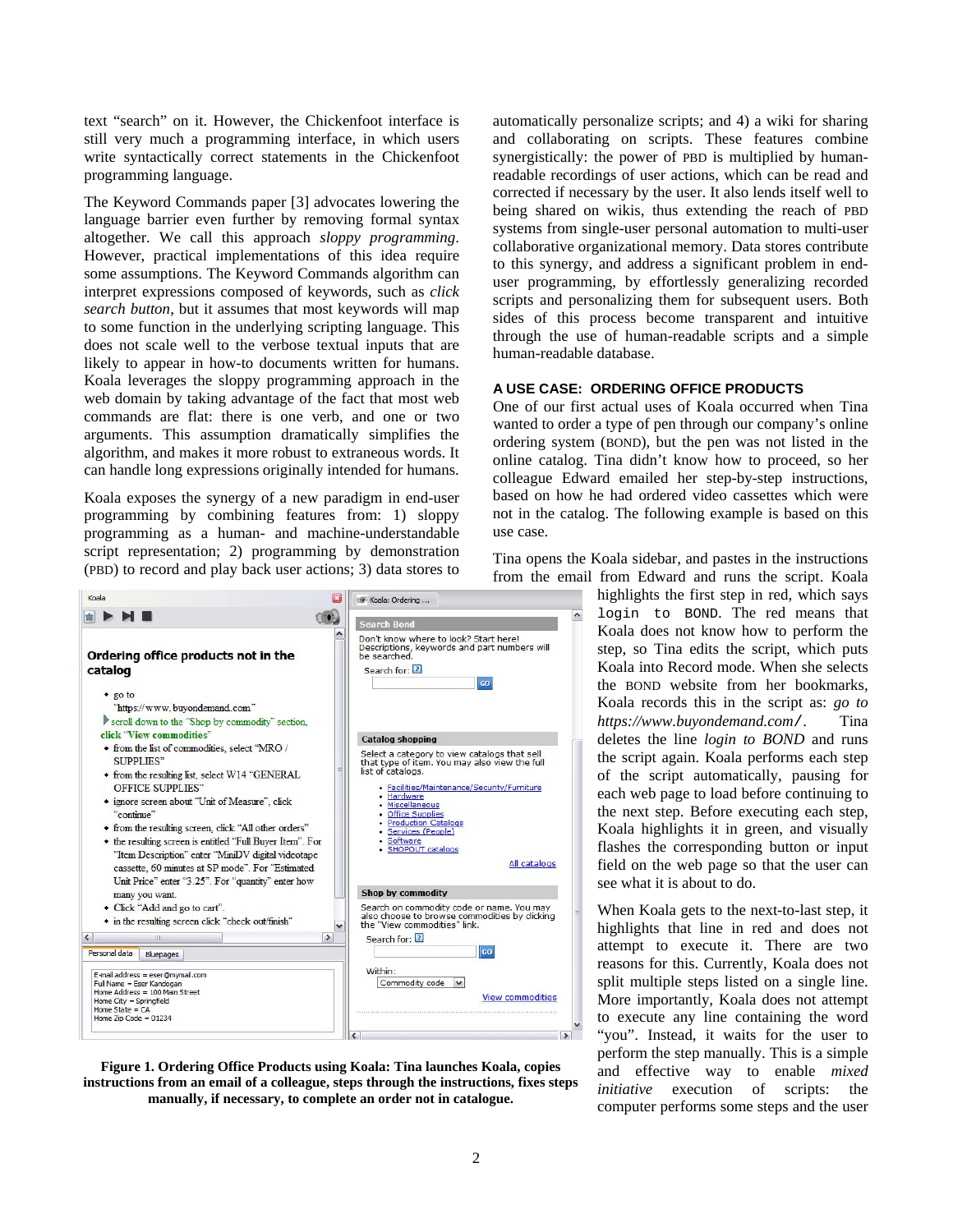text "search" on it. However, the Chickenfoot interface is still very much a programming interface, in which users write syntactically correct statements in the Chickenfoot programming language.

The Keyword Commands paper [3] advocates lowering the language barrier even further by removing formal syntax altogether. We call this approach *sloppy programming*. However, practical implementations of this idea require some assumptions. The Keyword Commands algorithm can interpret expressions composed of keywords, such as *click search button*, but it assumes that most keywords will map to some function in the underlying scripting language. This does not scale well to the verbose textual inputs that are likely to appear in how-to documents written for humans. Koala leverages the sloppy programming approach in the web domain by taking advantage of the fact that most web commands are flat: there is one verb, and one or two arguments. This assumption dramatically simplifies the algorithm, and makes it more robust to extraneous words. It can handle long expressions originally intended for humans.

Koala exposes the synergy of a new paradigm in end-user programming by combining features from: 1) sloppy programming as a human- and machine-understandable script representation; 2) programming by demonstration (PBD) to record and play back user actions; 3) data stores to automatically personalize scripts; and 4) a wiki for sharing and collaborating on scripts. These features combine synergistically: the power of PBD is multiplied by human-readable recordings of user actions, which can be read and corrected if necessary by the user. It also lends itself well to being shared on wikis, thus extending the reach of PBD systems from single-user personal automation to multi-user collaborative organizational memory. Data stores contribute to this synergy, and address a significant problem in end-user programming, by effortlessly generalizing recorded scripts and personalizing them for subsequent users. Both sides of this process become transparent and intuitive through the use of human-readable scripts and a simple human-readable database.

## A USE CASE: ORDERING OFFICE PRODUCTS

One of our first actual uses of Koala occurred when Tina wanted to order a type of pen through our company's online ordering system (BOND), but the pen was not listed in the online catalog. Tina didn't know how to proceed, so her colleague Edward emailed her step-by-step instructions, based on how he had ordered video cassettes which were not in the catalog. The following example is based on this use case.

Tina opens the Koala sidebar, and pastes in the instructions from the email from Edward and runs the script. Koala highlights the first step in red, which says `login to BOND`. The red means that Koala does not know how to perform the step, so Tina edits the script, which puts Koala into Record mode. When she selects the BOND website from her bookmarks, Koala records this in the script as: *go to https://www.buyondemand.com/*. Tina deletes the line *login to BOND* and runs the script again. Koala performs each step of the script automatically, pausing for each web page to load before continuing to the next step. Before executing each step, Koala highlights it in green, and visually flashes the corresponding button or input field on the web page so that the user can see what it is about to do.

When Koala gets to the next-to-last step, it highlights that line in red and does not attempt to execute it. There are two reasons for this. Currently, Koala does not split multiple steps listed on a single line. More importantly, Koala does not attempt to execute any line containing the word "you". Instead, it waits for the user to perform the step manually. This is a simple and effective way to enable *mixed initiative* execution of scripts: the computer performs some steps and the user

**Figure 1. Ordering Office Products using Koala: Tina launches Koala, copies instructions from an email of a colleague, steps through the instructions, fixes steps manually, if necessary, to complete an order not in catalogue.**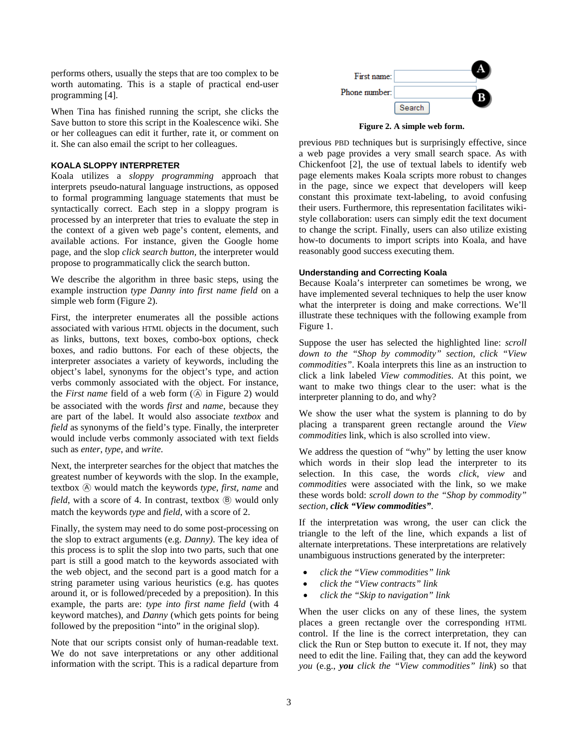performs others, usually the steps that are too complex to be worth automating. This is a staple of practical end-user programming [4].

When Tina has finished running the script, she clicks the Save button to store this script in the Koalescence wiki. She or her colleagues can edit it further, rate it, or comment on it. She can also email the script to her colleagues.

### KOALA SLOPPY INTERPRETER

Koala utilizes a *sloppy programming* approach that interprets pseudo-natural language instructions, as opposed to formal programming language statements that must be syntactically correct. Each step in a sloppy program is processed by an interpreter that tries to evaluate the step in the context of a given web page's content, elements, and available actions. For instance, given the Google home page, and the slop *click search button*, the interpreter would propose to programmatically click the search button.

We describe the algorithm in three basic steps, using the example instruction *type Danny into first name field* on a simple web form (Figure 2).

First, the interpreter enumerates all the possible actions associated with various HTML objects in the document, such as links, buttons, text boxes, combo-box options, check boxes, and radio buttons. For each of these objects, the interpreter associates a variety of keywords, including the object's label, synonyms for the object's type, and action verbs commonly associated with the object. For instance, the *First name* field of a web form (Ⓐ in Figure 2) would be associated with the words *first* and *name*, because they are part of the label. It would also associate *textbox* and *field* as synonyms of the field's type. Finally, the interpreter would include verbs commonly associated with text fields such as *enter*, *type*, and *write*.

Next, the interpreter searches for the object that matches the greatest number of keywords with the slop. In the example, textbox Ⓐ would match the keywords *type*, *first*, *name* and *field*, with a score of 4. In contrast, textbox Ⓑ would only match the keywords *type* and *field*, with a score of 2.

Finally, the system may need to do some post-processing on the slop to extract arguments (e.g. *Danny)*. The key idea of this process is to split the slop into two parts, such that one part is still a good match to the keywords associated with the web object, and the second part is a good match for a string parameter using various heuristics (e.g. has quotes around it, or is followed/preceded by a preposition). In this example, the parts are: *type into first name field* (with 4 keyword matches), and *Danny* (which gets points for being followed by the preposition "into" in the original slop).

Note that our scripts consist only of human-readable text. We do not save interpretations or any other additional information with the script. This is a radical departure from previous PBD techniques but is surprisingly effective, since a web page provides a very small search space. As with Chickenfoot [2], the use of textual labels to identify web page elements makes Koala scripts more robust to changes in the page, since we expect that developers will keep constant this proximate text-labeling, to avoid confusing their users. Furthermore, this representation facilitates wiki-style collaboration: users can simply edit the text document to change the script. Finally, users can also utilize existing how-to documents to import scripts into Koala, and have reasonably good success executing them.

First name:
Phone number:
Search
A
B

**Figure 2. A simple web form.**

#### Understanding and Correcting Koala

Because Koala's interpreter can sometimes be wrong, we have implemented several techniques to help the user know what the interpreter is doing and make corrections. We'll illustrate these techniques with the following example from Figure 1.

Suppose the user has selected the highlighted line: *scroll down to the "Shop by commodity" section, click "View commodities"*. Koala interprets this line as an instruction to click a link labeled *View commodities*. At this point, we want to make two things clear to the user: what is the interpreter planning to do, and why?

We show the user what the system is planning to do by placing a transparent green rectangle around the *View commodities* link, which is also scrolled into view.

We address the question of "why" by letting the user know which words in their slop lead the interpreter to its selection. In this case, the words *click*, *view* and *commodities* were associated with the link, so we make these words bold: *scroll down to the "Shop by commodity" section,* ***click "View commodities"***.

If the interpretation was wrong, the user can click the triangle to the left of the line, which expands a list of alternate interpretations. These interpretations are relatively unambiguous instructions generated by the interpreter:

- *click the "View commodities" link*
- *click the "View contracts" link*
- *click the "Skip to navigation" link*

When the user clicks on any of these lines, the system places a green rectangle over the corresponding HTML control. If the line is the correct interpretation, they can click the Run or Step button to execute it. If not, they may need to edit the line. Failing that, they can add the keyword *you* (e.g., ***you*** *click the "View commodities" link*) so that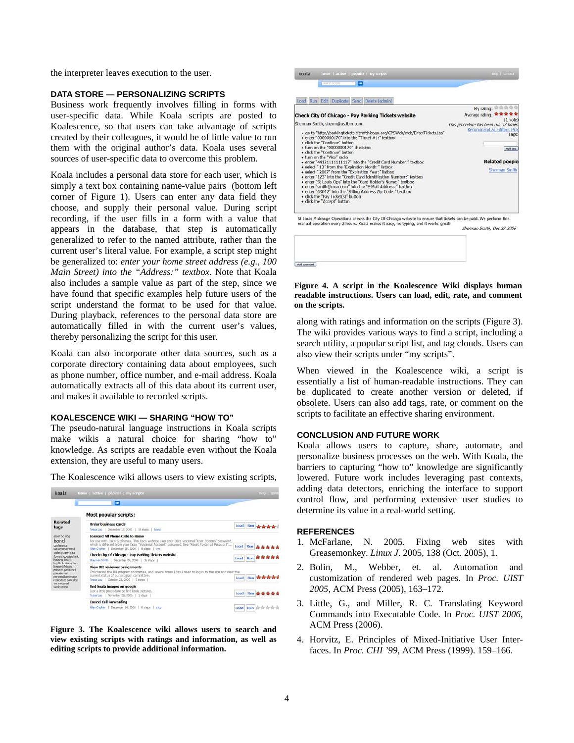the interpreter leaves execution to the user.

## DATA STORE — PERSONALIZING SCRIPTS

Business work frequently involves filling in forms with user-specific data. While Koala scripts are posted to Koalescence, so that users can take advantage of scripts created by their colleagues, it would be of little value to run them with the original author's data. Koala uses several sources of user-specific data to overcome this problem.

Koala includes a personal data store for each user, which is simply a text box containing name-value pairs (bottom left corner of Figure 1). Users can enter any data field they choose, and supply their personal value. During script recording, if the user fills in a form with a value that appears in the database, that step is automatically generalized to refer to the named attribute, rather than the current user's literal value. For example, a script step might be generalized to: *enter your home street address (e.g., 100 Main Street) into the "Address:" textbox.* Note that Koala also includes a sample value as part of the step, since we have found that specific examples help future users of the script understand the format to be used for that value. During playback, references to the personal data store are automatically filled in with the current user's values, thereby personalizing the script for this user.

Koala can also incorporate other data sources, such as a corporate directory containing data about employees, such as phone number, office number, and e-mail address. Koala automatically extracts all of this data about its current user, and makes it available to recorded scripts.

## KOALESCENCE WIKI — SHARING "HOW TO"

The pseudo-natural language instructions in Koala scripts make wikis a natural choice for sharing "how to" knowledge. As scripts are readable even without the Koala extension, they are useful to many users.

The Koalescence wiki allows users to view existing scripts, along with ratings and information on the scripts (Figure 3). The wiki provides various ways to find a script, including a search utility, a popular script list, and tag clouds. Users can also view their scripts under "my scripts".

**Figure 3. The Koalescence wiki allows users to search and view existing scripts with ratings and information, as well as editing scripts to provide additional information.**

**Figure 4. A script in the Koalescence Wiki displays human readable instructions. Users can load, edit, rate, and comment on the scripts.**

When viewed in the Koalescence wiki, a script is essentially a list of human-readable instructions. They can be duplicated to create another version or deleted, if obsolete. Users can also add tags, rate, or comment on the scripts to facilitate an effective sharing environment.

## CONCLUSION AND FUTURE WORK

Koala allows users to capture, share, automate, and personalize business processes on the web. With Koala, the barriers to capturing "how to" knowledge are significantly lowered. Future work includes leveraging past contexts, adding data detectors, enriching the interface to support control flow, and performing extensive user studies to determine its value in a real-world setting.

## REFERENCES

1. McFarlane, N. 2005. Fixing web sites with Greasemonkey. *Linux J*. 2005, 138 (Oct. 2005), 1.
2. Bolin, M., Webber, et. al. Automation and customization of rendered web pages. In *Proc. UIST 2005*, ACM Press (2005), 163–172.
3. Little, G., and Miller, R. C. Translating Keyword Commands into Executable Code. In *Proc. UIST 2006*, ACM Press (2006).
4. Horvitz, E. Principles of Mixed-Initiative User Interfaces. In *Proc. CHI '99*, ACM Press (1999). 159–166.